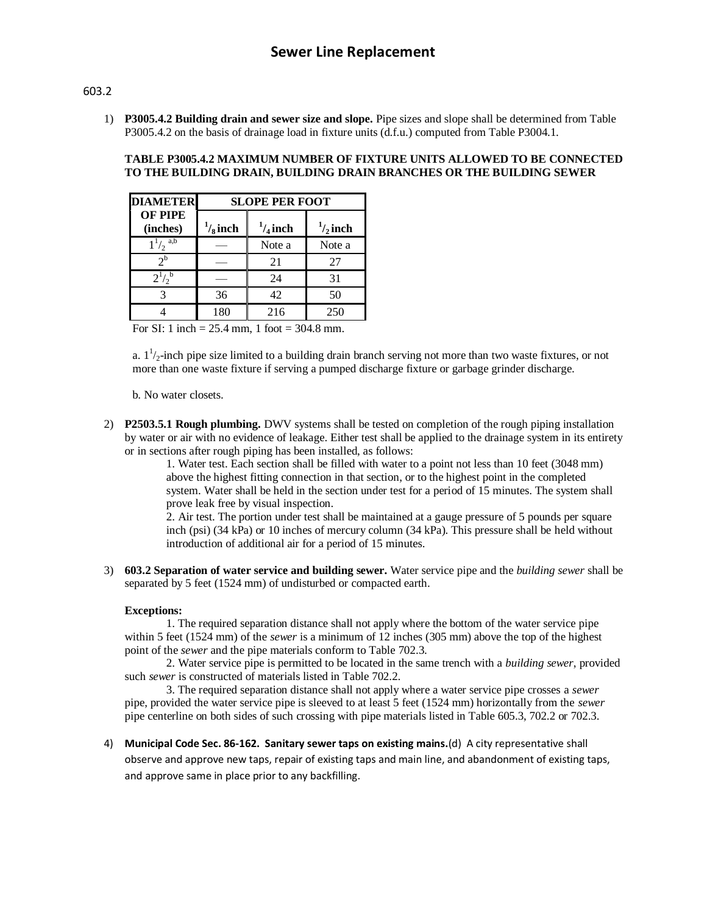# Sewer Line Replacement

603.2

1) **P3005.4.2 Building drain and sewer size and slope.** Pipe sizes and slope shall be determined from Table P3005.4.2 on the basis of drainage load in fixture units (d.f.u.) computed from Table P3004.1.

   **TABLE P3005.4.2 MAXIMUM NUMBER OF FIXTURE UNITS ALLOWED TO BE CONNECTED TO THE BUILDING DRAIN, BUILDING DRAIN BRANCHES OR THE BUILDING SEWER**

   | DIAMETER OF PIPE (inches) | SLOPE PER FOOT | | |
   |---|---|---|---|
   | | $^1/_8$ inch | $^1/_4$ inch | $^1/_2$ inch |
   | $1^1/_2$ [a,b] | — | Note a | Note a |
   | 2[b] | — | 21 | 27 |
   | $2^1/_2$ [b] | — | 24 | 31 |
   | 3 | 36 | 42 | 50 |
   | 4 | 180 | 216 | 250 |

   For SI: 1 inch = 25.4 mm, 1 foot = 304.8 mm.

   a. $1^1/_2$-inch pipe size limited to a building drain branch serving not more than two waste fixtures, or not more than one waste fixture if serving a pumped discharge fixture or garbage grinder discharge.

   b. No water closets.

2) **P2503.5.1 Rough plumbing.** DWV systems shall be tested on completion of the rough piping installation by water or air with no evidence of leakage. Either test shall be applied to the drainage system in its entirety or in sections after rough piping has been installed, as follows:

   1. Water test. Each section shall be filled with water to a point not less than 10 feet (3048 mm) above the highest fitting connection in that section, or to the highest point in the completed system. Water shall be held in the section under test for a period of 15 minutes. The system shall prove leak free by visual inspection.
   2. Air test. The portion under test shall be maintained at a gauge pressure of 5 pounds per square inch (psi) (34 kPa) or 10 inches of mercury column (34 kPa). This pressure shall be held without introduction of additional air for a period of 15 minutes.

3) **603.2 Separation of water service and building sewer.** Water service pipe and the *building sewer* shall be separated by 5 feet (1524 mm) of undisturbed or compacted earth.

   **Exceptions:**

   1. The required separation distance shall not apply where the bottom of the water service pipe within 5 feet (1524 mm) of the *sewer* is a minimum of 12 inches (305 mm) above the top of the highest point of the *sewer* and the pipe materials conform to Table 702.3.
   2. Water service pipe is permitted to be located in the same trench with a *building sewer*, provided such *sewer* is constructed of materials listed in Table 702.2.
   3. The required separation distance shall not apply where a water service pipe crosses a *sewer* pipe, provided the water service pipe is sleeved to at least 5 feet (1524 mm) horizontally from the *sewer* pipe centerline on both sides of such crossing with pipe materials listed in Table 605.3, 702.2 or 702.3.

4) **Municipal Code Sec. 86-162. Sanitary sewer taps on existing mains.**(d) A city representative shall observe and approve new taps, repair of existing taps and main line, and abandonment of existing taps, and approve same in place prior to any backfilling.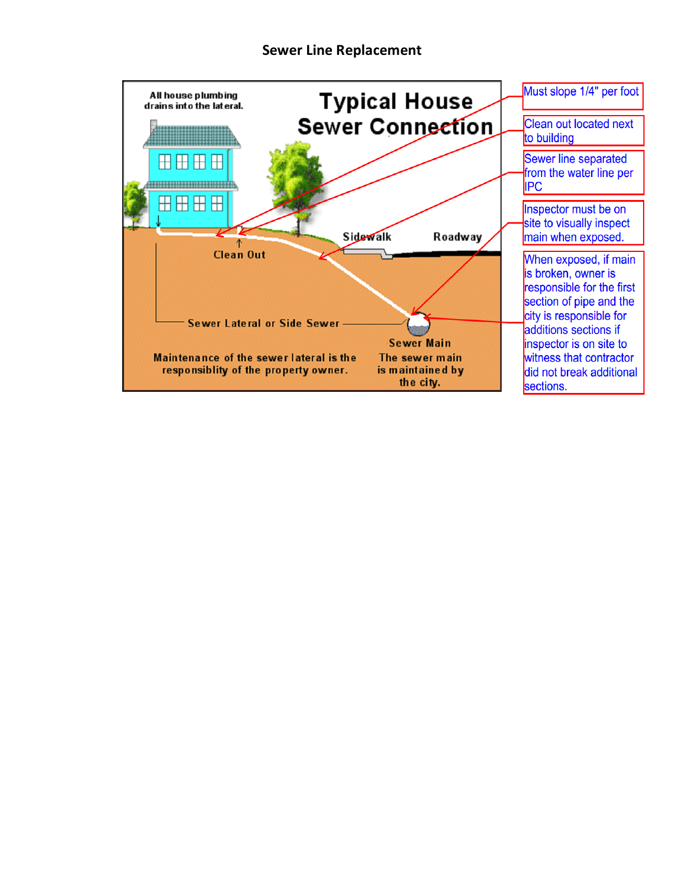# Sewer Line Replacement

Typical House Sewer Connection

All house plumbing drains into the lateral.

Clean Out

Sidewalk

Roadway

Sewer Lateral or Side Sewer

Sewer Main

Maintenance of the sewer lateral is the responsiblity of the property owner.

The sewer main is maintained by the city.

Must slope 1/4" per foot

Clean out located next to building

Sewer line separated from the water line per IPC

Inspector must be on site to visually inspect main when exposed.

When exposed, if main is broken, owner is responsible for the first section of pipe and the city is responsible for additions sections if inspector is on site to witness that contractor did not break additional sections.